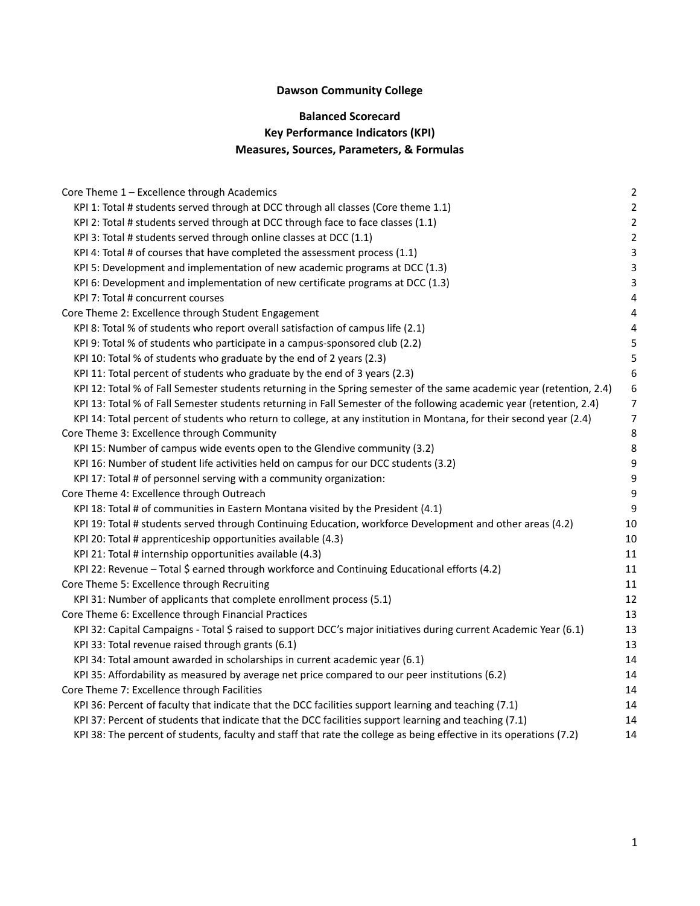**Dawson Community College**

**Balanced Scorecard**
**Key Performance Indicators (KPI)**
**Measures, Sources, Parameters, & Formulas**

Core Theme 1 – Excellence through Academics 2
- KPI 1: Total # students served through at DCC through all classes (Core theme 1.1) 2
- KPI 2: Total # students served through at DCC through face to face classes (1.1) 2
- KPI 3: Total # students served through online classes at DCC (1.1) 2
- KPI 4: Total # of courses that have completed the assessment process (1.1) 3
- KPI 5: Development and implementation of new academic programs at DCC (1.3) 3
- KPI 6: Development and implementation of new certificate programs at DCC (1.3) 3
- KPI 7: Total # concurrent courses 4

Core Theme 2: Excellence through Student Engagement 4
- KPI 8: Total % of students who report overall satisfaction of campus life (2.1) 4
- KPI 9: Total % of students who participate in a campus-sponsored club (2.2) 5
- KPI 10: Total % of students who graduate by the end of 2 years (2.3) 5
- KPI 11: Total percent of students who graduate by the end of 3 years (2.3) 6
- KPI 12: Total % of Fall Semester students returning in the Spring semester of the same academic year (retention, 2.4) 6
- KPI 13: Total % of Fall Semester students returning in Fall Semester of the following academic year (retention, 2.4) 7
- KPI 14: Total percent of students who return to college, at any institution in Montana, for their second year (2.4) 7

Core Theme 3: Excellence through Community 8
- KPI 15: Number of campus wide events open to the Glendive community (3.2) 8
- KPI 16: Number of student life activities held on campus for our DCC students (3.2) 9
- KPI 17: Total # of personnel serving with a community organization: 9

Core Theme 4: Excellence through Outreach 9
- KPI 18: Total # of communities in Eastern Montana visited by the President (4.1) 9
- KPI 19: Total # students served through Continuing Education, workforce Development and other areas (4.2) 10
- KPI 20: Total # apprenticeship opportunities available (4.3) 10
- KPI 21: Total # internship opportunities available (4.3) 11
- KPI 22: Revenue – Total $ earned through workforce and Continuing Educational efforts (4.2) 11

Core Theme 5: Excellence through Recruiting 11
- KPI 31: Number of applicants that complete enrollment process (5.1) 12

Core Theme 6: Excellence through Financial Practices 13
- KPI 32: Capital Campaigns - Total $ raised to support DCC's major initiatives during current Academic Year (6.1) 13
- KPI 33: Total revenue raised through grants (6.1) 13
- KPI 34: Total amount awarded in scholarships in current academic year (6.1) 14
- KPI 35: Affordability as measured by average net price compared to our peer institutions (6.2) 14

Core Theme 7: Excellence through Facilities 14
- KPI 36: Percent of faculty that indicate that the DCC facilities support learning and teaching (7.1) 14
- KPI 37: Percent of students that indicate that the DCC facilities support learning and teaching (7.1) 14
- KPI 38: The percent of students, faculty and staff that rate the college as being effective in its operations (7.2) 14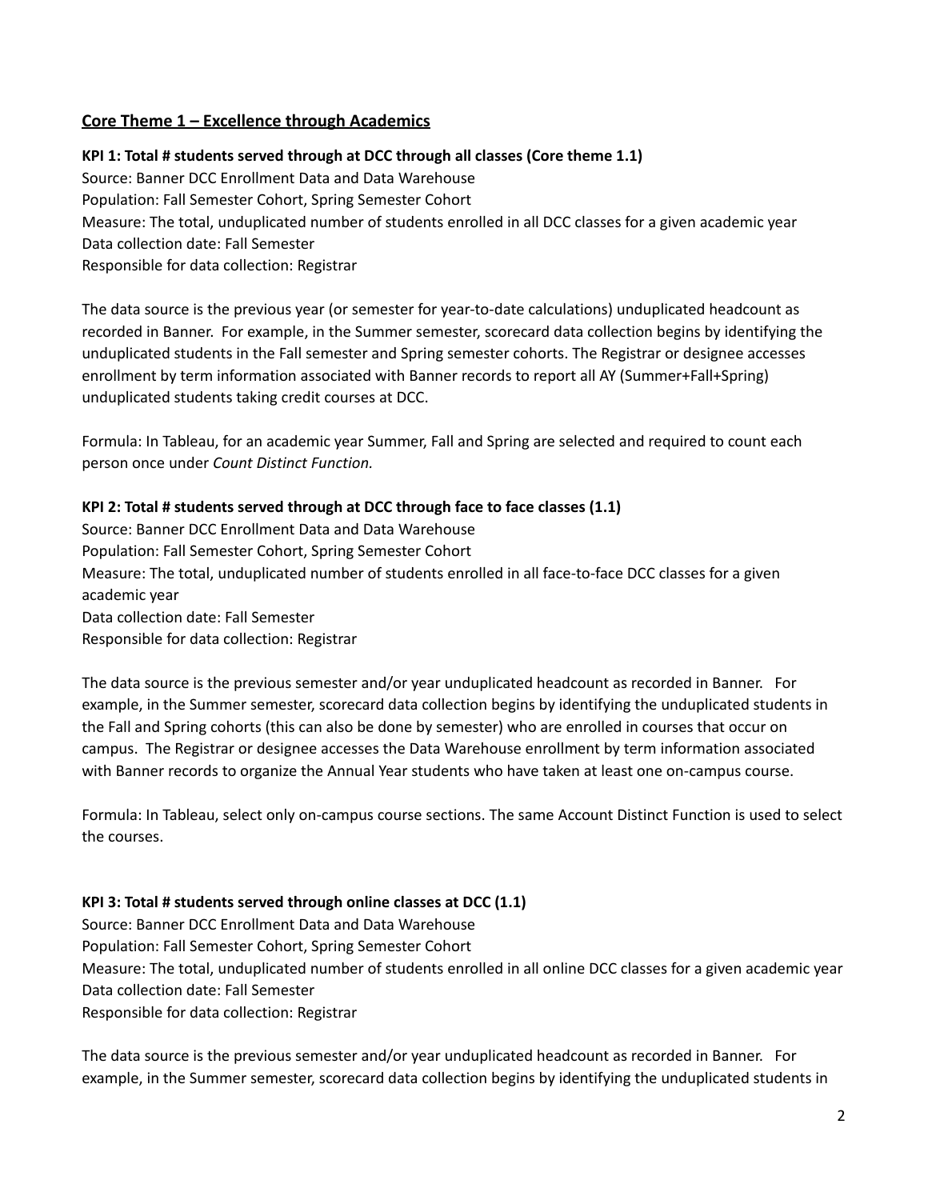## Core Theme 1 – Excellence through Academics

**KPI 1: Total # students served through at DCC through all classes (Core theme 1.1)**
Source: Banner DCC Enrollment Data and Data Warehouse
Population: Fall Semester Cohort, Spring Semester Cohort
Measure: The total, unduplicated number of students enrolled in all DCC classes for a given academic year
Data collection date: Fall Semester
Responsible for data collection: Registrar

The data source is the previous year (or semester for year-to-date calculations) unduplicated headcount as recorded in Banner. For example, in the Summer semester, scorecard data collection begins by identifying the unduplicated students in the Fall semester and Spring semester cohorts. The Registrar or designee accesses enrollment by term information associated with Banner records to report all AY (Summer+Fall+Spring) unduplicated students taking credit courses at DCC.

Formula: In Tableau, for an academic year Summer, Fall and Spring are selected and required to count each person once under *Count Distinct Function.*

**KPI 2: Total # students served through at DCC through face to face classes (1.1)**
Source: Banner DCC Enrollment Data and Data Warehouse
Population: Fall Semester Cohort, Spring Semester Cohort
Measure: The total, unduplicated number of students enrolled in all face-to-face DCC classes for a given academic year
Data collection date: Fall Semester
Responsible for data collection: Registrar

The data source is the previous semester and/or year unduplicated headcount as recorded in Banner. For example, in the Summer semester, scorecard data collection begins by identifying the unduplicated students in the Fall and Spring cohorts (this can also be done by semester) who are enrolled in courses that occur on campus. The Registrar or designee accesses the Data Warehouse enrollment by term information associated with Banner records to organize the Annual Year students who have taken at least one on-campus course.

Formula: In Tableau, select only on-campus course sections. The same Account Distinct Function is used to select the courses.

**KPI 3: Total # students served through online classes at DCC (1.1)**
Source: Banner DCC Enrollment Data and Data Warehouse
Population: Fall Semester Cohort, Spring Semester Cohort
Measure: The total, unduplicated number of students enrolled in all online DCC classes for a given academic year
Data collection date: Fall Semester
Responsible for data collection: Registrar

The data source is the previous semester and/or year unduplicated headcount as recorded in Banner. For example, in the Summer semester, scorecard data collection begins by identifying the unduplicated students in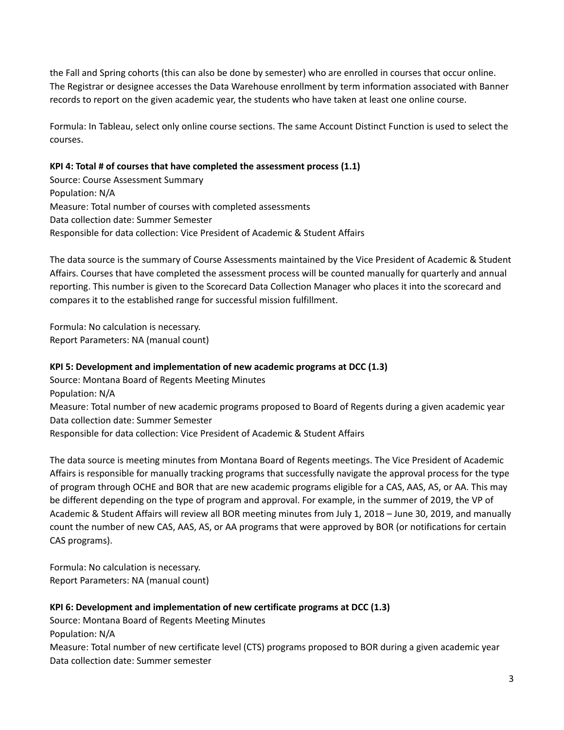the Fall and Spring cohorts (this can also be done by semester) who are enrolled in courses that occur online. The Registrar or designee accesses the Data Warehouse enrollment by term information associated with Banner records to report on the given academic year, the students who have taken at least one online course.

Formula: In Tableau, select only online course sections. The same Account Distinct Function is used to select the courses.

**KPI 4: Total # of courses that have completed the assessment process (1.1)**
Source: Course Assessment Summary
Population: N/A
Measure: Total number of courses with completed assessments
Data collection date: Summer Semester
Responsible for data collection: Vice President of Academic & Student Affairs

The data source is the summary of Course Assessments maintained by the Vice President of Academic & Student Affairs. Courses that have completed the assessment process will be counted manually for quarterly and annual reporting. This number is given to the Scorecard Data Collection Manager who places it into the scorecard and compares it to the established range for successful mission fulfillment.

Formula: No calculation is necessary.
Report Parameters: NA (manual count)

**KPI 5: Development and implementation of new academic programs at DCC (1.3)**
Source: Montana Board of Regents Meeting Minutes
Population: N/A
Measure: Total number of new academic programs proposed to Board of Regents during a given academic year
Data collection date: Summer Semester
Responsible for data collection: Vice President of Academic & Student Affairs

The data source is meeting minutes from Montana Board of Regents meetings. The Vice President of Academic Affairs is responsible for manually tracking programs that successfully navigate the approval process for the type of program through OCHE and BOR that are new academic programs eligible for a CAS, AAS, AS, or AA. This may be different depending on the type of program and approval. For example, in the summer of 2019, the VP of Academic & Student Affairs will review all BOR meeting minutes from July 1, 2018 – June 30, 2019, and manually count the number of new CAS, AAS, AS, or AA programs that were approved by BOR (or notifications for certain CAS programs).

Formula: No calculation is necessary.
Report Parameters: NA (manual count)

**KPI 6: Development and implementation of new certificate programs at DCC (1.3)**
Source: Montana Board of Regents Meeting Minutes
Population: N/A
Measure: Total number of new certificate level (CTS) programs proposed to BOR during a given academic year
Data collection date: Summer semester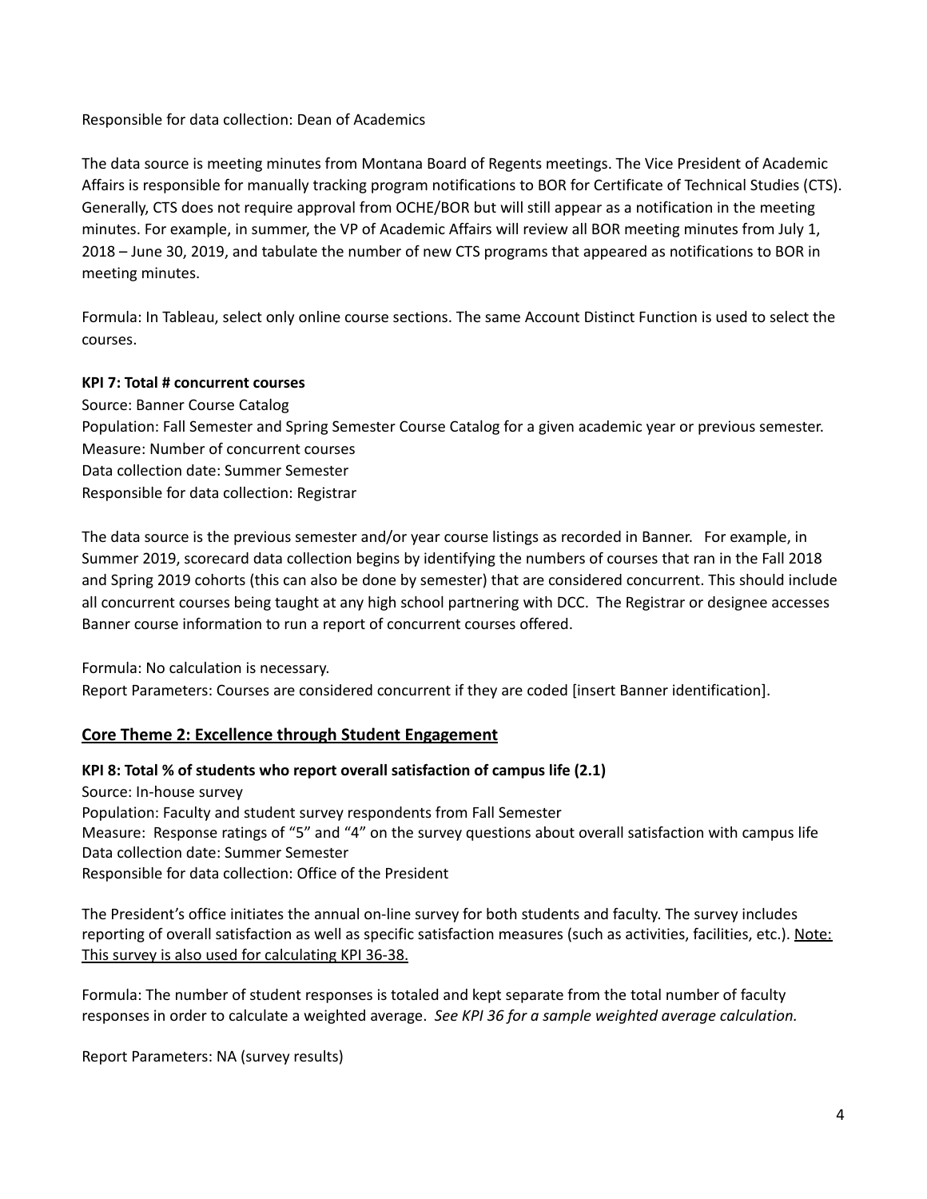Responsible for data collection: Dean of Academics

The data source is meeting minutes from Montana Board of Regents meetings. The Vice President of Academic Affairs is responsible for manually tracking program notifications to BOR for Certificate of Technical Studies (CTS). Generally, CTS does not require approval from OCHE/BOR but will still appear as a notification in the meeting minutes. For example, in summer, the VP of Academic Affairs will review all BOR meeting minutes from July 1, 2018 – June 30, 2019, and tabulate the number of new CTS programs that appeared as notifications to BOR in meeting minutes.

Formula: In Tableau, select only online course sections. The same Account Distinct Function is used to select the courses.

**KPI 7: Total # concurrent courses**
Source: Banner Course Catalog
Population: Fall Semester and Spring Semester Course Catalog for a given academic year or previous semester.
Measure: Number of concurrent courses
Data collection date: Summer Semester
Responsible for data collection: Registrar

The data source is the previous semester and/or year course listings as recorded in Banner. For example, in Summer 2019, scorecard data collection begins by identifying the numbers of courses that ran in the Fall 2018 and Spring 2019 cohorts (this can also be done by semester) that are considered concurrent. This should include all concurrent courses being taught at any high school partnering with DCC. The Registrar or designee accesses Banner course information to run a report of concurrent courses offered.

Formula: No calculation is necessary.
Report Parameters: Courses are considered concurrent if they are coded [insert Banner identification].

## Core Theme 2: Excellence through Student Engagement

**KPI 8: Total % of students who report overall satisfaction of campus life (2.1)**
Source: In-house survey
Population: Faculty and student survey respondents from Fall Semester
Measure: Response ratings of "5" and "4" on the survey questions about overall satisfaction with campus life
Data collection date: Summer Semester
Responsible for data collection: Office of the President

The President's office initiates the annual on-line survey for both students and faculty. The survey includes reporting of overall satisfaction as well as specific satisfaction measures (such as activities, facilities, etc.). Note: This survey is also used for calculating KPI 36-38.

Formula: The number of student responses is totaled and kept separate from the total number of faculty responses in order to calculate a weighted average. *See KPI 36 for a sample weighted average calculation.*

Report Parameters: NA (survey results)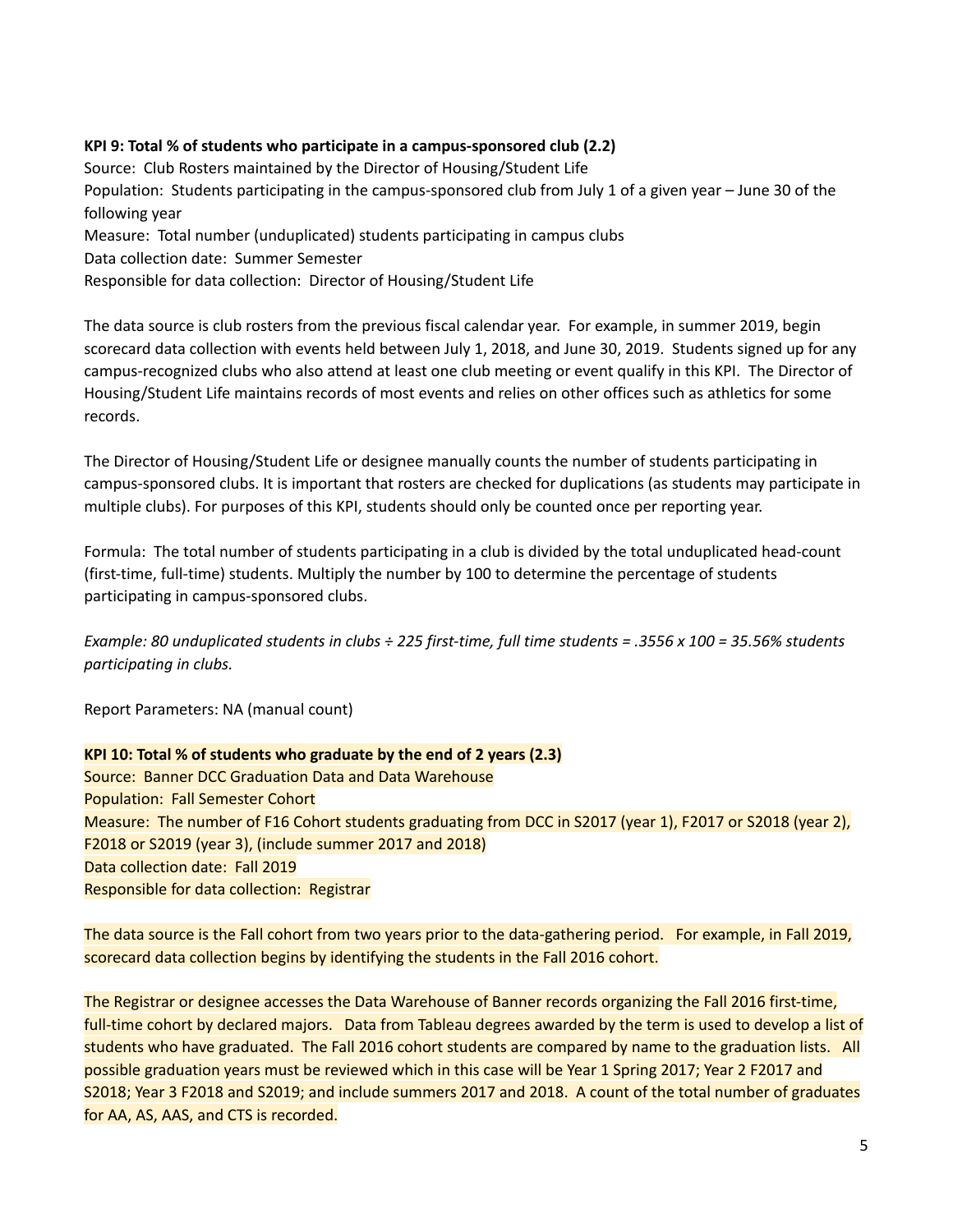**KPI 9: Total % of students who participate in a campus-sponsored club (2.2)**
Source: Club Rosters maintained by the Director of Housing/Student Life
Population: Students participating in the campus-sponsored club from July 1 of a given year – June 30 of the following year
Measure: Total number (unduplicated) students participating in campus clubs
Data collection date: Summer Semester
Responsible for data collection: Director of Housing/Student Life

The data source is club rosters from the previous fiscal calendar year. For example, in summer 2019, begin scorecard data collection with events held between July 1, 2018, and June 30, 2019. Students signed up for any campus-recognized clubs who also attend at least one club meeting or event qualify in this KPI. The Director of Housing/Student Life maintains records of most events and relies on other offices such as athletics for some records.

The Director of Housing/Student Life or designee manually counts the number of students participating in campus-sponsored clubs. It is important that rosters are checked for duplications (as students may participate in multiple clubs). For purposes of this KPI, students should only be counted once per reporting year.

Formula: The total number of students participating in a club is divided by the total unduplicated head-count (first-time, full-time) students. Multiply the number by 100 to determine the percentage of students participating in campus-sponsored clubs.

*Example: 80 unduplicated students in clubs ÷ 225 first-time, full time students = .3556 x 100 = 35.56% students participating in clubs.*

Report Parameters: NA (manual count)

**KPI 10: Total % of students who graduate by the end of 2 years (2.3)**
Source: Banner DCC Graduation Data and Data Warehouse
Population: Fall Semester Cohort
Measure: The number of F16 Cohort students graduating from DCC in S2017 (year 1), F2017 or S2018 (year 2), F2018 or S2019 (year 3), (include summer 2017 and 2018)
Data collection date: Fall 2019
Responsible for data collection: Registrar

The data source is the Fall cohort from two years prior to the data-gathering period. For example, in Fall 2019, scorecard data collection begins by identifying the students in the Fall 2016 cohort.

The Registrar or designee accesses the Data Warehouse of Banner records organizing the Fall 2016 first-time, full-time cohort by declared majors. Data from Tableau degrees awarded by the term is used to develop a list of students who have graduated. The Fall 2016 cohort students are compared by name to the graduation lists. All possible graduation years must be reviewed which in this case will be Year 1 Spring 2017; Year 2 F2017 and S2018; Year 3 F2018 and S2019; and include summers 2017 and 2018. A count of the total number of graduates for AA, AS, AAS, and CTS is recorded.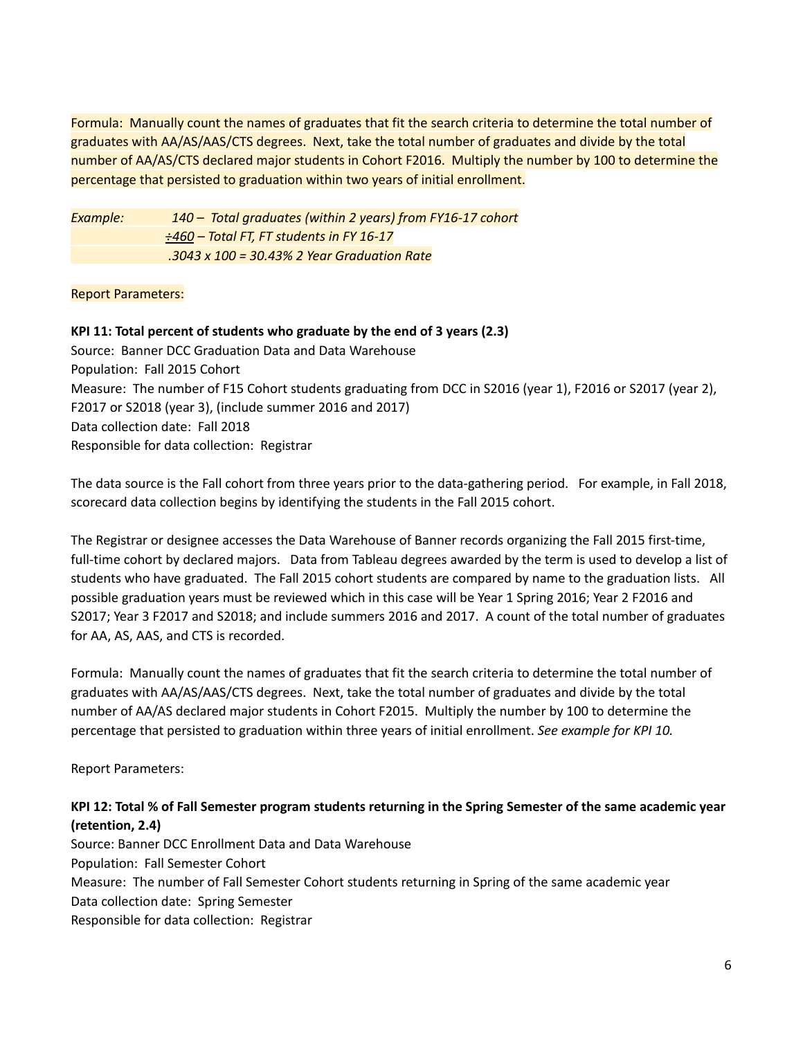Formula: Manually count the names of graduates that fit the search criteria to determine the total number of graduates with AA/AS/AAS/CTS degrees. Next, take the total number of graduates and divide by the total number of AA/AS/CTS declared major students in Cohort F2016. Multiply the number by 100 to determine the percentage that persisted to graduation within two years of initial enrollment.

*Example:* *140 – Total graduates (within 2 years) from FY16-17 cohort*
*÷460 – Total FT, FT students in FY 16-17*
*.3043 x 100 = 30.43% 2 Year Graduation Rate*

Report Parameters:

**KPI 11: Total percent of students who graduate by the end of 3 years (2.3)**
Source: Banner DCC Graduation Data and Data Warehouse
Population: Fall 2015 Cohort
Measure: The number of F15 Cohort students graduating from DCC in S2016 (year 1), F2016 or S2017 (year 2), F2017 or S2018 (year 3), (include summer 2016 and 2017)
Data collection date: Fall 2018
Responsible for data collection: Registrar

The data source is the Fall cohort from three years prior to the data-gathering period. For example, in Fall 2018, scorecard data collection begins by identifying the students in the Fall 2015 cohort.

The Registrar or designee accesses the Data Warehouse of Banner records organizing the Fall 2015 first-time, full-time cohort by declared majors. Data from Tableau degrees awarded by the term is used to develop a list of students who have graduated. The Fall 2015 cohort students are compared by name to the graduation lists. All possible graduation years must be reviewed which in this case will be Year 1 Spring 2016; Year 2 F2016 and S2017; Year 3 F2017 and S2018; and include summers 2016 and 2017. A count of the total number of graduates for AA, AS, AAS, and CTS is recorded.

Formula: Manually count the names of graduates that fit the search criteria to determine the total number of graduates with AA/AS/AAS/CTS degrees. Next, take the total number of graduates and divide by the total number of AA/AS declared major students in Cohort F2015. Multiply the number by 100 to determine the percentage that persisted to graduation within three years of initial enrollment. *See example for KPI 10.*

Report Parameters:

**KPI 12: Total % of Fall Semester program students returning in the Spring Semester of the same academic year (retention, 2.4)**
Source: Banner DCC Enrollment Data and Data Warehouse
Population: Fall Semester Cohort
Measure: The number of Fall Semester Cohort students returning in Spring of the same academic year
Data collection date: Spring Semester
Responsible for data collection: Registrar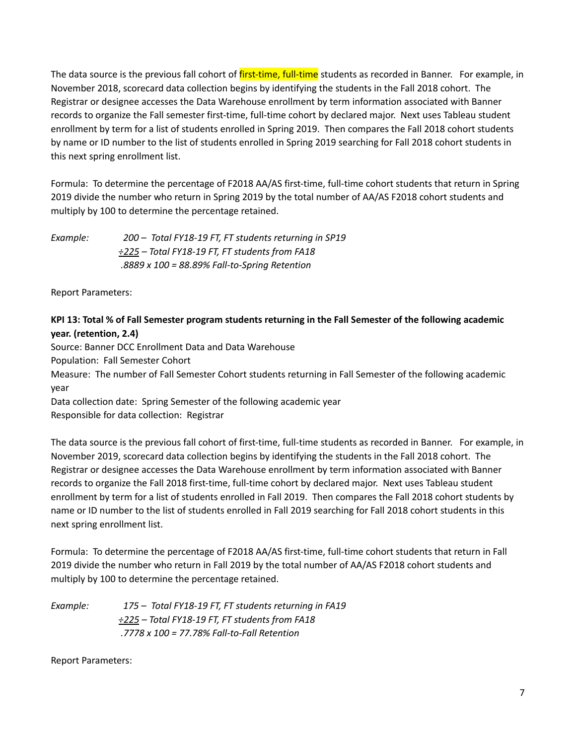The data source is the previous fall cohort of first-time, full-time students as recorded in Banner. For example, in November 2018, scorecard data collection begins by identifying the students in the Fall 2018 cohort. The Registrar or designee accesses the Data Warehouse enrollment by term information associated with Banner records to organize the Fall semester first-time, full-time cohort by declared major. Next uses Tableau student enrollment by term for a list of students enrolled in Spring 2019. Then compares the Fall 2018 cohort students by name or ID number to the list of students enrolled in Spring 2019 searching for Fall 2018 cohort students in this next spring enrollment list.

Formula: To determine the percentage of F2018 AA/AS first-time, full-time cohort students that return in Spring 2019 divide the number who return in Spring 2019 by the total number of AA/AS F2018 cohort students and multiply by 100 to determine the percentage retained.

*Example:* *200 – Total FY18-19 FT, FT students returning in SP19*
*÷225 – Total FY18-19 FT, FT students from FA18*
*.8889 x 100 = 88.89% Fall-to-Spring Retention*

Report Parameters:

**KPI 13: Total % of Fall Semester program students returning in the Fall Semester of the following academic year. (retention, 2.4)**

Source: Banner DCC Enrollment Data and Data Warehouse
Population: Fall Semester Cohort
Measure: The number of Fall Semester Cohort students returning in Fall Semester of the following academic year
Data collection date: Spring Semester of the following academic year
Responsible for data collection: Registrar

The data source is the previous fall cohort of first-time, full-time students as recorded in Banner. For example, in November 2019, scorecard data collection begins by identifying the students in the Fall 2018 cohort. The Registrar or designee accesses the Data Warehouse enrollment by term information associated with Banner records to organize the Fall 2018 first-time, full-time cohort by declared major. Next uses Tableau student enrollment by term for a list of students enrolled in Fall 2019. Then compares the Fall 2018 cohort students by name or ID number to the list of students enrolled in Fall 2019 searching for Fall 2018 cohort students in this next spring enrollment list.

Formula: To determine the percentage of F2018 AA/AS first-time, full-time cohort students that return in Fall 2019 divide the number who return in Fall 2019 by the total number of AA/AS F2018 cohort students and multiply by 100 to determine the percentage retained.

*Example:* *175 – Total FY18-19 FT, FT students returning in FA19*
*÷225 – Total FY18-19 FT, FT students from FA18*
*.7778 x 100 = 77.78% Fall-to-Fall Retention*

Report Parameters: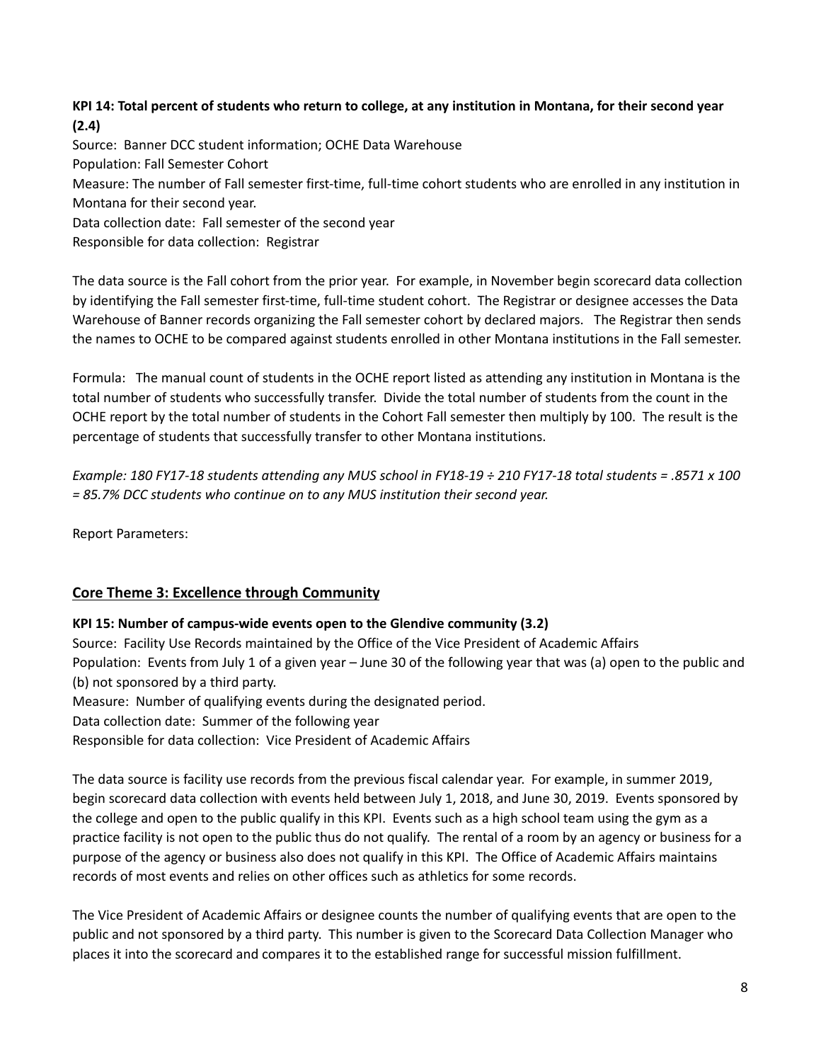**KPI 14: Total percent of students who return to college, at any institution in Montana, for their second year (2.4)**

Source: Banner DCC student information; OCHE Data Warehouse
Population: Fall Semester Cohort
Measure: The number of Fall semester first-time, full-time cohort students who are enrolled in any institution in Montana for their second year.
Data collection date: Fall semester of the second year
Responsible for data collection: Registrar

The data source is the Fall cohort from the prior year. For example, in November begin scorecard data collection by identifying the Fall semester first-time, full-time student cohort. The Registrar or designee accesses the Data Warehouse of Banner records organizing the Fall semester cohort by declared majors. The Registrar then sends the names to OCHE to be compared against students enrolled in other Montana institutions in the Fall semester.

Formula: The manual count of students in the OCHE report listed as attending any institution in Montana is the total number of students who successfully transfer. Divide the total number of students from the count in the OCHE report by the total number of students in the Cohort Fall semester then multiply by 100. The result is the percentage of students that successfully transfer to other Montana institutions.

*Example: 180 FY17-18 students attending any MUS school in FY18-19 ÷ 210 FY17-18 total students = .8571 x 100 = 85.7% DCC students who continue on to any MUS institution their second year.*

Report Parameters:

## Core Theme 3: Excellence through Community

**KPI 15: Number of campus-wide events open to the Glendive community (3.2)**

Source: Facility Use Records maintained by the Office of the Vice President of Academic Affairs
Population: Events from July 1 of a given year – June 30 of the following year that was (a) open to the public and (b) not sponsored by a third party.
Measure: Number of qualifying events during the designated period.
Data collection date: Summer of the following year
Responsible for data collection: Vice President of Academic Affairs

The data source is facility use records from the previous fiscal calendar year. For example, in summer 2019, begin scorecard data collection with events held between July 1, 2018, and June 30, 2019. Events sponsored by the college and open to the public qualify in this KPI. Events such as a high school team using the gym as a practice facility is not open to the public thus do not qualify. The rental of a room by an agency or business for a purpose of the agency or business also does not qualify in this KPI. The Office of Academic Affairs maintains records of most events and relies on other offices such as athletics for some records.

The Vice President of Academic Affairs or designee counts the number of qualifying events that are open to the public and not sponsored by a third party. This number is given to the Scorecard Data Collection Manager who places it into the scorecard and compares it to the established range for successful mission fulfillment.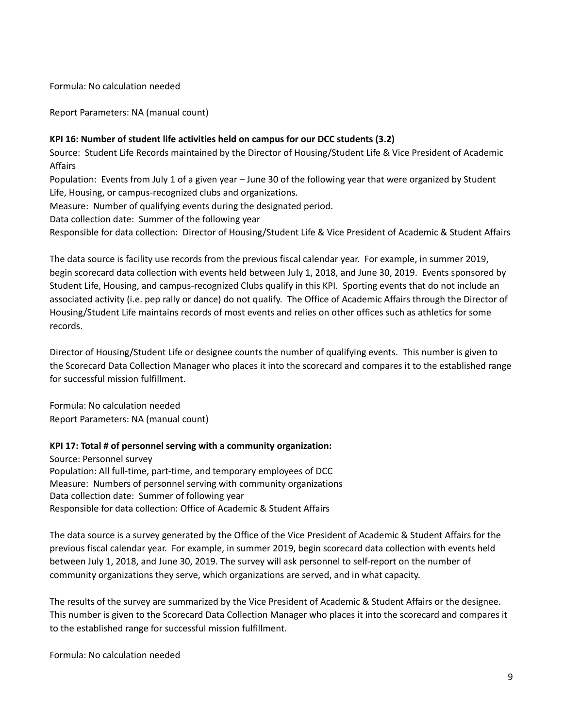Formula: No calculation needed

Report Parameters: NA (manual count)

**KPI 16: Number of student life activities held on campus for our DCC students (3.2)**

Source: Student Life Records maintained by the Director of Housing/Student Life & Vice President of Academic Affairs
Population: Events from July 1 of a given year – June 30 of the following year that were organized by Student Life, Housing, or campus-recognized clubs and organizations.
Measure: Number of qualifying events during the designated period.
Data collection date: Summer of the following year
Responsible for data collection: Director of Housing/Student Life & Vice President of Academic & Student Affairs

The data source is facility use records from the previous fiscal calendar year. For example, in summer 2019, begin scorecard data collection with events held between July 1, 2018, and June 30, 2019. Events sponsored by Student Life, Housing, and campus-recognized Clubs qualify in this KPI. Sporting events that do not include an associated activity (i.e. pep rally or dance) do not qualify. The Office of Academic Affairs through the Director of Housing/Student Life maintains records of most events and relies on other offices such as athletics for some records.

Director of Housing/Student Life or designee counts the number of qualifying events. This number is given to the Scorecard Data Collection Manager who places it into the scorecard and compares it to the established range for successful mission fulfillment.

Formula: No calculation needed
Report Parameters: NA (manual count)

**KPI 17: Total # of personnel serving with a community organization:**

Source: Personnel survey
Population: All full-time, part-time, and temporary employees of DCC
Measure: Numbers of personnel serving with community organizations
Data collection date: Summer of following year
Responsible for data collection: Office of Academic & Student Affairs

The data source is a survey generated by the Office of the Vice President of Academic & Student Affairs for the previous fiscal calendar year. For example, in summer 2019, begin scorecard data collection with events held between July 1, 2018, and June 30, 2019. The survey will ask personnel to self-report on the number of community organizations they serve, which organizations are served, and in what capacity.

The results of the survey are summarized by the Vice President of Academic & Student Affairs or the designee. This number is given to the Scorecard Data Collection Manager who places it into the scorecard and compares it to the established range for successful mission fulfillment.

Formula: No calculation needed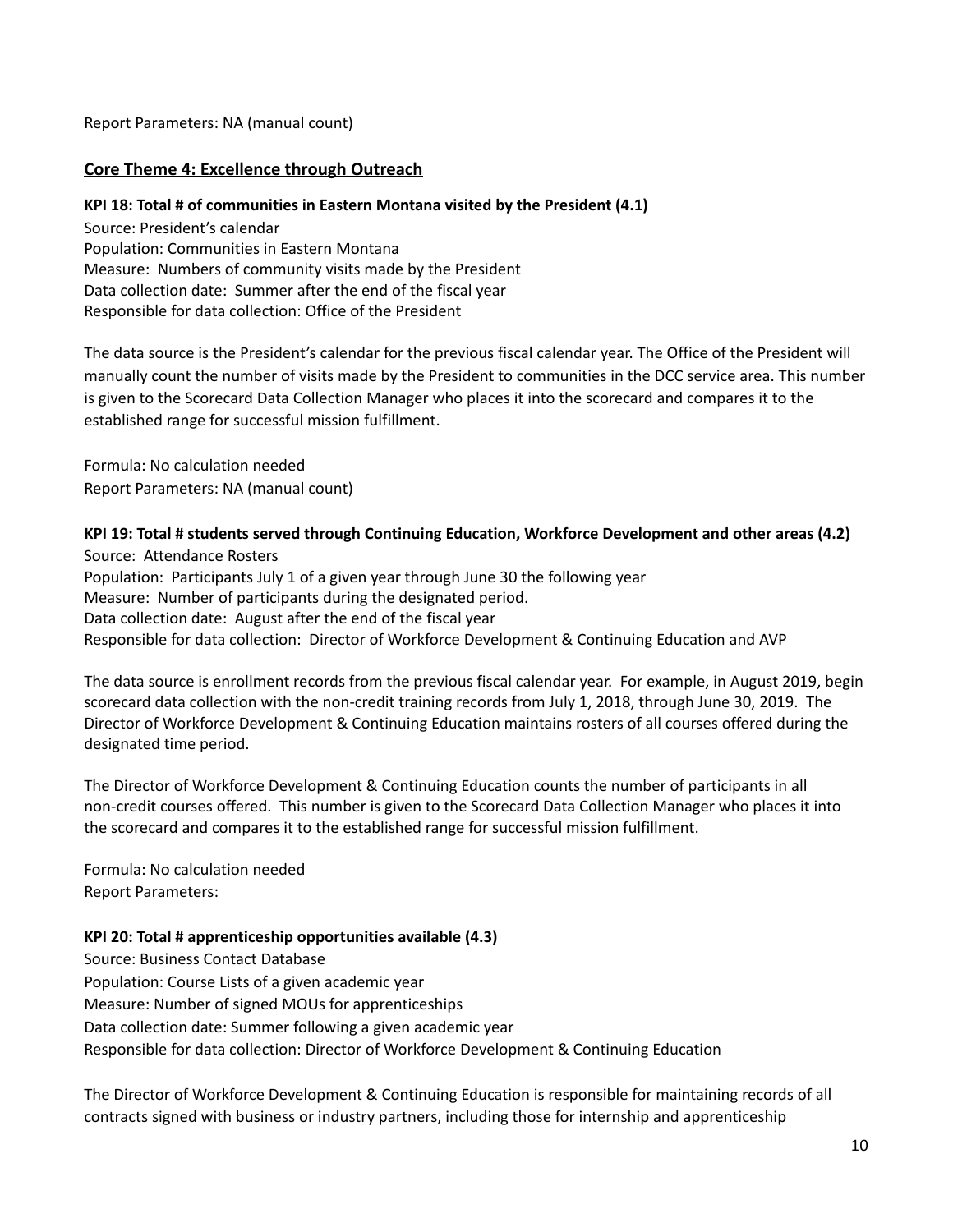Report Parameters: NA (manual count)

## Core Theme 4: Excellence through Outreach

**KPI 18: Total # of communities in Eastern Montana visited by the President (4.1)**

Source: President's calendar
Population: Communities in Eastern Montana
Measure: Numbers of community visits made by the President
Data collection date: Summer after the end of the fiscal year
Responsible for data collection: Office of the President

The data source is the President's calendar for the previous fiscal calendar year. The Office of the President will manually count the number of visits made by the President to communities in the DCC service area. This number is given to the Scorecard Data Collection Manager who places it into the scorecard and compares it to the established range for successful mission fulfillment.

Formula: No calculation needed
Report Parameters: NA (manual count)

**KPI 19: Total # students served through Continuing Education, Workforce Development and other areas (4.2)**

Source: Attendance Rosters
Population: Participants July 1 of a given year through June 30 the following year
Measure: Number of participants during the designated period.
Data collection date: August after the end of the fiscal year
Responsible for data collection: Director of Workforce Development & Continuing Education and AVP

The data source is enrollment records from the previous fiscal calendar year. For example, in August 2019, begin scorecard data collection with the non-credit training records from July 1, 2018, through June 30, 2019. The Director of Workforce Development & Continuing Education maintains rosters of all courses offered during the designated time period.

The Director of Workforce Development & Continuing Education counts the number of participants in all non-credit courses offered. This number is given to the Scorecard Data Collection Manager who places it into the scorecard and compares it to the established range for successful mission fulfillment.

Formula: No calculation needed
Report Parameters:

**KPI 20: Total # apprenticeship opportunities available (4.3)**

Source: Business Contact Database
Population: Course Lists of a given academic year
Measure: Number of signed MOUs for apprenticeships
Data collection date: Summer following a given academic year
Responsible for data collection: Director of Workforce Development & Continuing Education

The Director of Workforce Development & Continuing Education is responsible for maintaining records of all contracts signed with business or industry partners, including those for internship and apprenticeship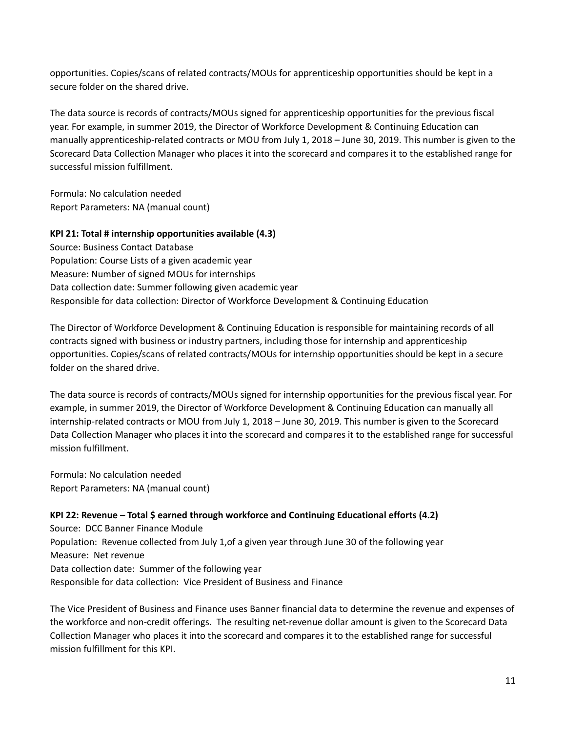opportunities. Copies/scans of related contracts/MOUs for apprenticeship opportunities should be kept in a secure folder on the shared drive.

The data source is records of contracts/MOUs signed for apprenticeship opportunities for the previous fiscal year. For example, in summer 2019, the Director of Workforce Development & Continuing Education can manually apprenticeship-related contracts or MOU from July 1, 2018 – June 30, 2019. This number is given to the Scorecard Data Collection Manager who places it into the scorecard and compares it to the established range for successful mission fulfillment.

Formula: No calculation needed
Report Parameters: NA (manual count)

**KPI 21: Total # internship opportunities available (4.3)**
Source: Business Contact Database
Population: Course Lists of a given academic year
Measure: Number of signed MOUs for internships
Data collection date: Summer following given academic year
Responsible for data collection: Director of Workforce Development & Continuing Education

The Director of Workforce Development & Continuing Education is responsible for maintaining records of all contracts signed with business or industry partners, including those for internship and apprenticeship opportunities. Copies/scans of related contracts/MOUs for internship opportunities should be kept in a secure folder on the shared drive.

The data source is records of contracts/MOUs signed for internship opportunities for the previous fiscal year. For example, in summer 2019, the Director of Workforce Development & Continuing Education can manually all internship-related contracts or MOU from July 1, 2018 – June 30, 2019. This number is given to the Scorecard Data Collection Manager who places it into the scorecard and compares it to the established range for successful mission fulfillment.

Formula: No calculation needed
Report Parameters: NA (manual count)

**KPI 22: Revenue – Total $ earned through workforce and Continuing Educational efforts (4.2)**
Source: DCC Banner Finance Module
Population: Revenue collected from July 1,of a given year through June 30 of the following year
Measure: Net revenue
Data collection date: Summer of the following year
Responsible for data collection: Vice President of Business and Finance

The Vice President of Business and Finance uses Banner financial data to determine the revenue and expenses of the workforce and non-credit offerings. The resulting net-revenue dollar amount is given to the Scorecard Data Collection Manager who places it into the scorecard and compares it to the established range for successful mission fulfillment for this KPI.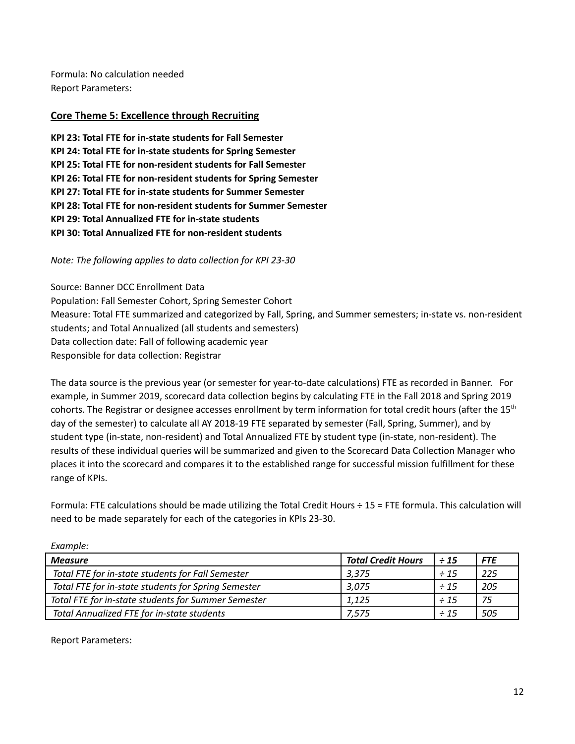Formula: No calculation needed
Report Parameters:

## Core Theme 5: Excellence through Recruiting

**KPI 23: Total FTE for in-state students for Fall Semester**
**KPI 24: Total FTE for in-state students for Spring Semester**
**KPI 25: Total FTE for non-resident students for Fall Semester**
**KPI 26: Total FTE for non-resident students for Spring Semester**
**KPI 27: Total FTE for in-state students for Summer Semester**
**KPI 28: Total FTE for non-resident students for Summer Semester**
**KPI 29: Total Annualized FTE for in-state students**
**KPI 30: Total Annualized FTE for non-resident students**

*Note: The following applies to data collection for KPI 23-30*

Source: Banner DCC Enrollment Data
Population: Fall Semester Cohort, Spring Semester Cohort
Measure: Total FTE summarized and categorized by Fall, Spring, and Summer semesters; in-state vs. non-resident students; and Total Annualized (all students and semesters)
Data collection date: Fall of following academic year
Responsible for data collection: Registrar

The data source is the previous year (or semester for year-to-date calculations) FTE as recorded in Banner. For example, in Summer 2019, scorecard data collection begins by calculating FTE in the Fall 2018 and Spring 2019 cohorts. The Registrar or designee accesses enrollment by term information for total credit hours (after the 15th day of the semester) to calculate all AY 2018-19 FTE separated by semester (Fall, Spring, Summer), and by student type (in-state, non-resident) and Total Annualized FTE by student type (in-state, non-resident). The results of these individual queries will be summarized and given to the Scorecard Data Collection Manager who places it into the scorecard and compares it to the established range for successful mission fulfillment for these range of KPIs.

Formula: FTE calculations should be made utilizing the Total Credit Hours ÷ 15 = FTE formula. This calculation will need to be made separately for each of the categories in KPIs 23-30.

*Example:*

| ***Measure*** | ***Total Credit Hours*** | ***÷ 15*** | ***FTE*** |
|---|---|---|---|
| *Total FTE for in-state students for Fall Semester* | *3,375* | *÷ 15* | *225* |
| *Total FTE for in-state students for Spring Semester* | *3,075* | *÷ 15* | *205* |
| *Total FTE for in-state students for Summer Semester* | *1,125* | *÷ 15* | *75* |
| *Total Annualized FTE for in-state students* | *7,575* | *÷ 15* | *505* |

Report Parameters: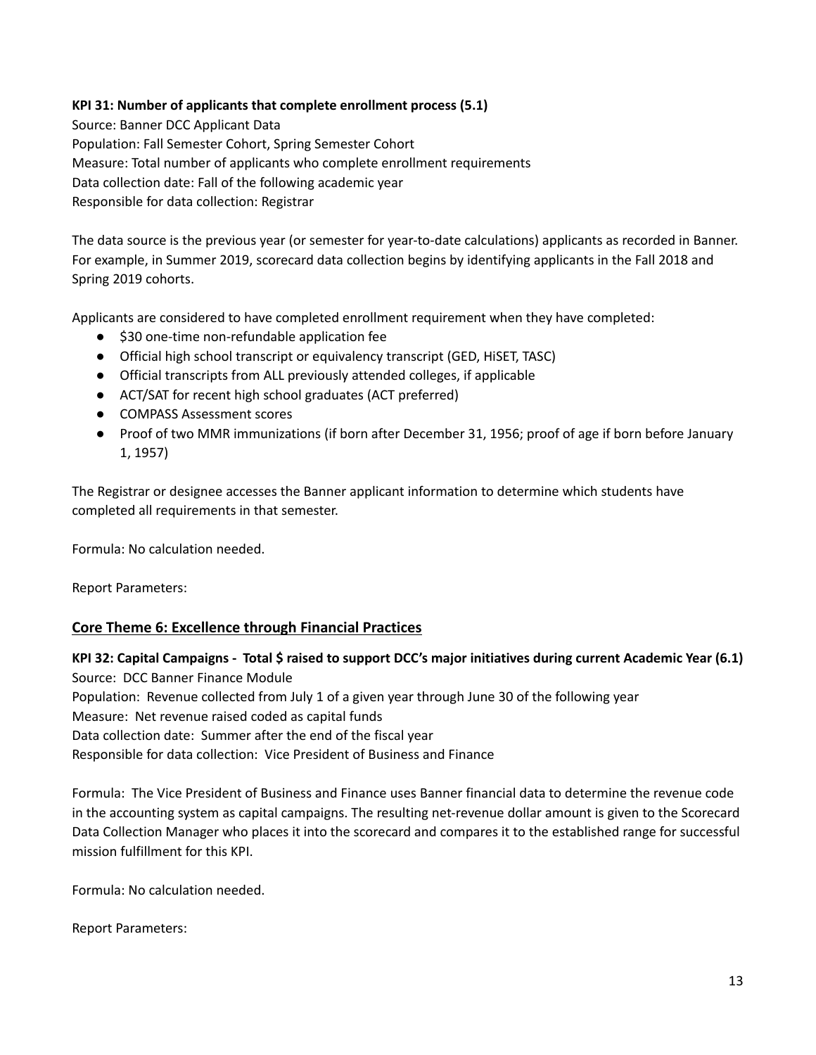**KPI 31: Number of applicants that complete enrollment process (5.1)**
Source: Banner DCC Applicant Data
Population: Fall Semester Cohort, Spring Semester Cohort
Measure: Total number of applicants who complete enrollment requirements
Data collection date: Fall of the following academic year
Responsible for data collection: Registrar

The data source is the previous year (or semester for year-to-date calculations) applicants as recorded in Banner. For example, in Summer 2019, scorecard data collection begins by identifying applicants in the Fall 2018 and Spring 2019 cohorts.

Applicants are considered to have completed enrollment requirement when they have completed:

- $30 one-time non-refundable application fee
- Official high school transcript or equivalency transcript (GED, HiSET, TASC)
- Official transcripts from ALL previously attended colleges, if applicable
- ACT/SAT for recent high school graduates (ACT preferred)
- COMPASS Assessment scores
- Proof of two MMR immunizations (if born after December 31, 1956; proof of age if born before January 1, 1957)

The Registrar or designee accesses the Banner applicant information to determine which students have completed all requirements in that semester.

Formula: No calculation needed.

Report Parameters:

## Core Theme 6: Excellence through Financial Practices

**KPI 32: Capital Campaigns - Total $ raised to support DCC's major initiatives during current Academic Year (6.1)**
Source: DCC Banner Finance Module
Population: Revenue collected from July 1 of a given year through June 30 of the following year
Measure: Net revenue raised coded as capital funds
Data collection date: Summer after the end of the fiscal year
Responsible for data collection: Vice President of Business and Finance

Formula: The Vice President of Business and Finance uses Banner financial data to determine the revenue code in the accounting system as capital campaigns. The resulting net-revenue dollar amount is given to the Scorecard Data Collection Manager who places it into the scorecard and compares it to the established range for successful mission fulfillment for this KPI.

Formula: No calculation needed.

Report Parameters: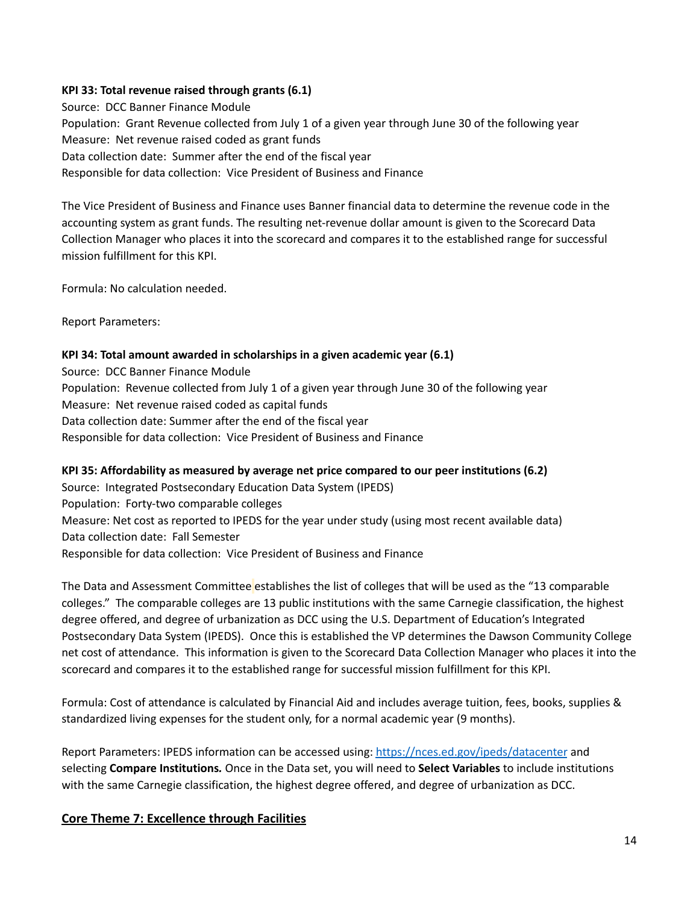**KPI 33: Total revenue raised through grants (6.1)**
Source: DCC Banner Finance Module
Population: Grant Revenue collected from July 1 of a given year through June 30 of the following year
Measure: Net revenue raised coded as grant funds
Data collection date: Summer after the end of the fiscal year
Responsible for data collection: Vice President of Business and Finance

The Vice President of Business and Finance uses Banner financial data to determine the revenue code in the accounting system as grant funds. The resulting net-revenue dollar amount is given to the Scorecard Data Collection Manager who places it into the scorecard and compares it to the established range for successful mission fulfillment for this KPI.

Formula: No calculation needed.

Report Parameters:

**KPI 34: Total amount awarded in scholarships in a given academic year (6.1)**
Source: DCC Banner Finance Module
Population: Revenue collected from July 1 of a given year through June 30 of the following year
Measure: Net revenue raised coded as capital funds
Data collection date: Summer after the end of the fiscal year
Responsible for data collection: Vice President of Business and Finance

**KPI 35: Affordability as measured by average net price compared to our peer institutions (6.2)**
Source: Integrated Postsecondary Education Data System (IPEDS)
Population: Forty-two comparable colleges
Measure: Net cost as reported to IPEDS for the year under study (using most recent available data)
Data collection date: Fall Semester
Responsible for data collection: Vice President of Business and Finance

The Data and Assessment Committee establishes the list of colleges that will be used as the "13 comparable colleges." The comparable colleges are 13 public institutions with the same Carnegie classification, the highest degree offered, and degree of urbanization as DCC using the U.S. Department of Education's Integrated Postsecondary Data System (IPEDS). Once this is established the VP determines the Dawson Community College net cost of attendance. This information is given to the Scorecard Data Collection Manager who places it into the scorecard and compares it to the established range for successful mission fulfillment for this KPI.

Formula: Cost of attendance is calculated by Financial Aid and includes average tuition, fees, books, supplies & standardized living expenses for the student only, for a normal academic year (9 months).

Report Parameters: IPEDS information can be accessed using: https://nces.ed.gov/ipeds/datacenter and selecting **Compare Institutions***.* Once in the Data set, you will need to **Select Variables** to include institutions with the same Carnegie classification, the highest degree offered, and degree of urbanization as DCC.

## Core Theme 7: Excellence through Facilities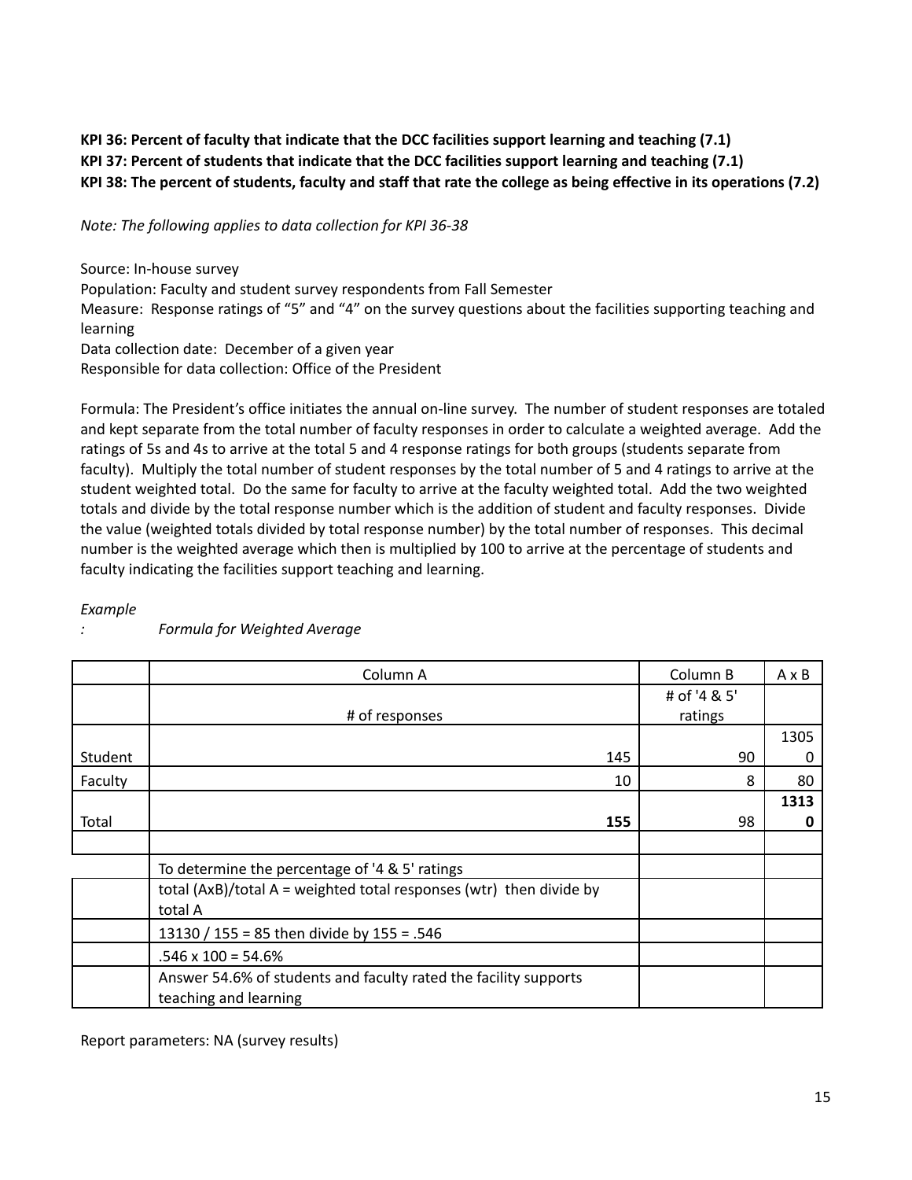**KPI 36: Percent of faculty that indicate that the DCC facilities support learning and teaching (7.1)**
**KPI 37: Percent of students that indicate that the DCC facilities support learning and teaching (7.1)**
**KPI 38: The percent of students, faculty and staff that rate the college as being effective in its operations (7.2)**

*Note: The following applies to data collection for KPI 36-38*

Source: In-house survey
Population: Faculty and student survey respondents from Fall Semester
Measure: Response ratings of “5” and “4” on the survey questions about the facilities supporting teaching and learning
Data collection date: December of a given year
Responsible for data collection: Office of the President

Formula: The President’s office initiates the annual on-line survey. The number of student responses are totaled and kept separate from the total number of faculty responses in order to calculate a weighted average. Add the ratings of 5s and 4s to arrive at the total 5 and 4 response ratings for both groups (students separate from faculty). Multiply the total number of student responses by the total number of 5 and 4 ratings to arrive at the student weighted total. Do the same for faculty to arrive at the faculty weighted total. Add the two weighted totals and divide by the total response number which is the addition of student and faculty responses. Divide the value (weighted totals divided by total response number) by the total number of responses. This decimal number is the weighted average which then is multiplied by 100 to arrive at the percentage of students and faculty indicating the facilities support teaching and learning.

*Example*

*: Formula for Weighted Average*

| | Column A | Column B | A x B |
|---|---|---|---|
| | # of responses | # of '4 & 5' ratings | |
| Student | 145 | 90 | 13050 |
| Faculty | 10 | 8 | 80 |
| Total | **155** | 98 | **13130** |
| | | | |
| | To determine the percentage of '4 & 5' ratings | | |
| | total (AxB)/total A = weighted total responses (wtr) then divide by total A | | |
| | 13130 / 155 = 85 then divide by 155 = .546 | | |
| | .546 x 100 = 54.6% | | |
| | Answer 54.6% of students and faculty rated the facility supports teaching and learning | | |

Report parameters: NA (survey results)